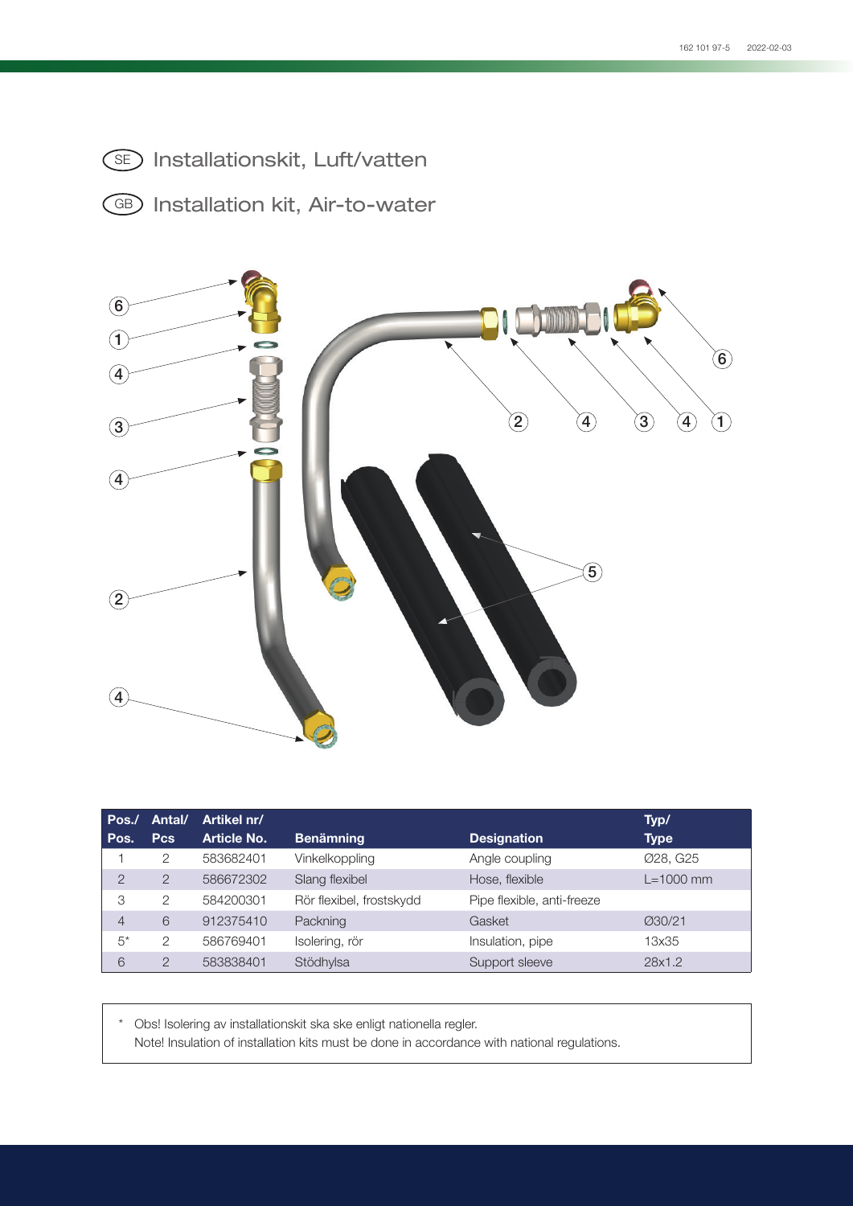# SE Installationskit, Luft/vatten

# GB Installation kit, Air-to-water

| Pos./ Pos. | Antal/ Pcs | Artikel nr/ Article No. | Benämning | Designation | Typ/ Type |
|---|---|---|---|---|---|
| 1 | 2 | 583682401 | Vinkelkoppling | Angle coupling | Ø28, G25 |
| 2 | 2 | 586672302 | Slang flexibel | Hose, flexible | L=1000 mm |
| 3 | 2 | 584200301 | Rör flexibel, frostskydd | Pipe flexible, anti-freeze | |
| 4 | 6 | 912375410 | Packning | Gasket | Ø30/21 |
| 5* | 2 | 586769401 | Isolering, rör | Insulation, pipe | 13x35 |
| 6 | 2 | 583838401 | Stödhylsa | Support sleeve | 28x1.2 |

\* Obs! Isolering av installationskit ska ske enligt nationella regler.
Note! Insulation of installation kits must be done in accordance with national regulations.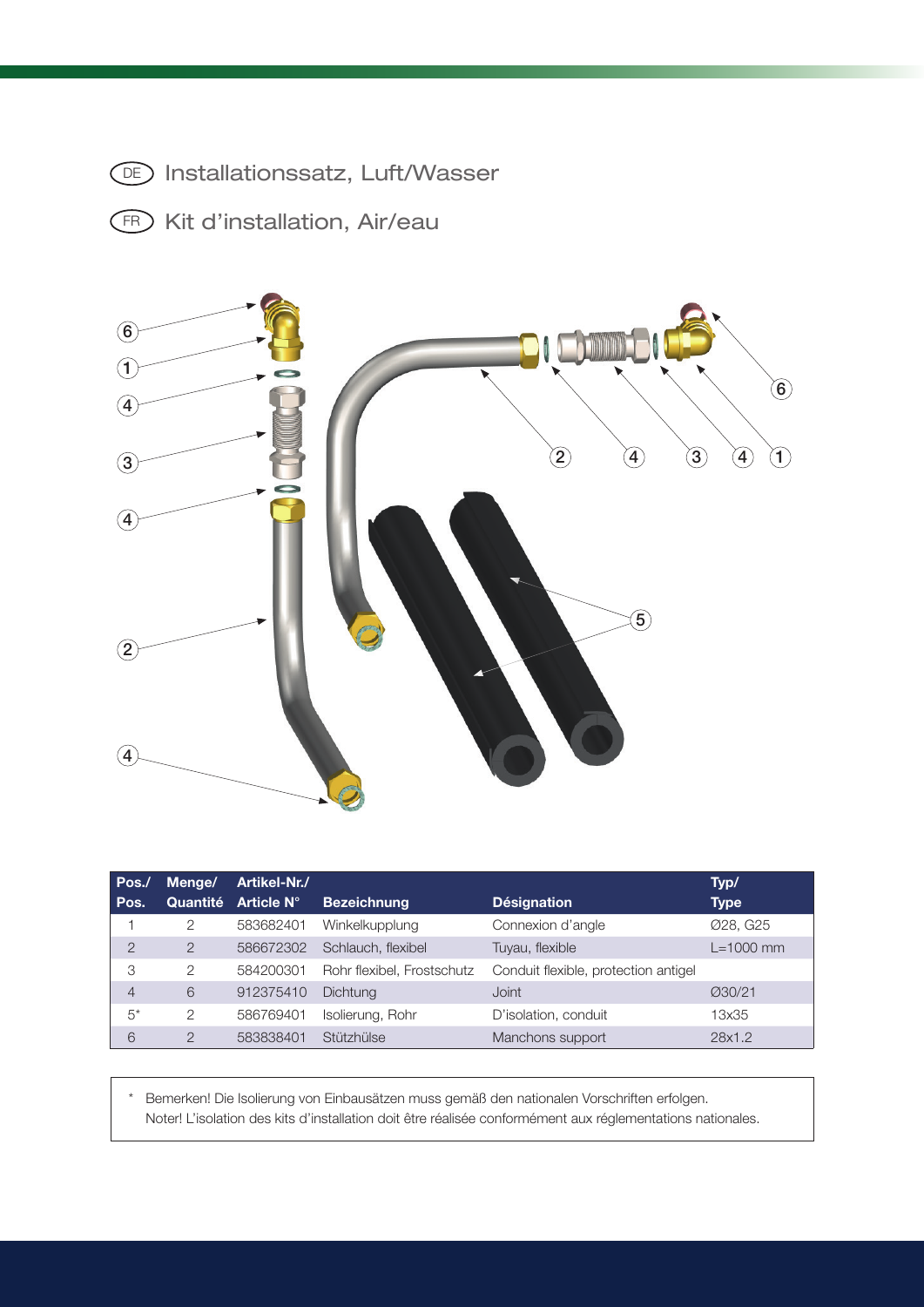DE Installationssatz, Luft/Wasser

FR Kit d'installation, Air/eau

| Pos./ Pos. | Menge/ Quantité | Artikel-Nr./ Article N° | Bezeichnung | Désignation | Typ/ Type |
|---|---|---|---|---|---|
| 1 | 2 | 583682401 | Winkelkupplung | Connexion d'angle | Ø28, G25 |
| 2 | 2 | 586672302 | Schlauch, flexibel | Tuyau, flexible | L=1000 mm |
| 3 | 2 | 584200301 | Rohr flexibel, Frostschutz | Conduit flexible, protection antigel | |
| 4 | 6 | 912375410 | Dichtung | Joint | Ø30/21 |
| 5* | 2 | 586769401 | Isolierung, Rohr | D'isolation, conduit | 13x35 |
| 6 | 2 | 583838401 | Stützhülse | Manchons support | 28x1.2 |

* Bemerken! Die Isolierung von Einbausätzen muss gemäß den nationalen Vorschriften erfolgen.
Noter! L'isolation des kits d'installation doit être réalisée conformément aux réglementations nationales.